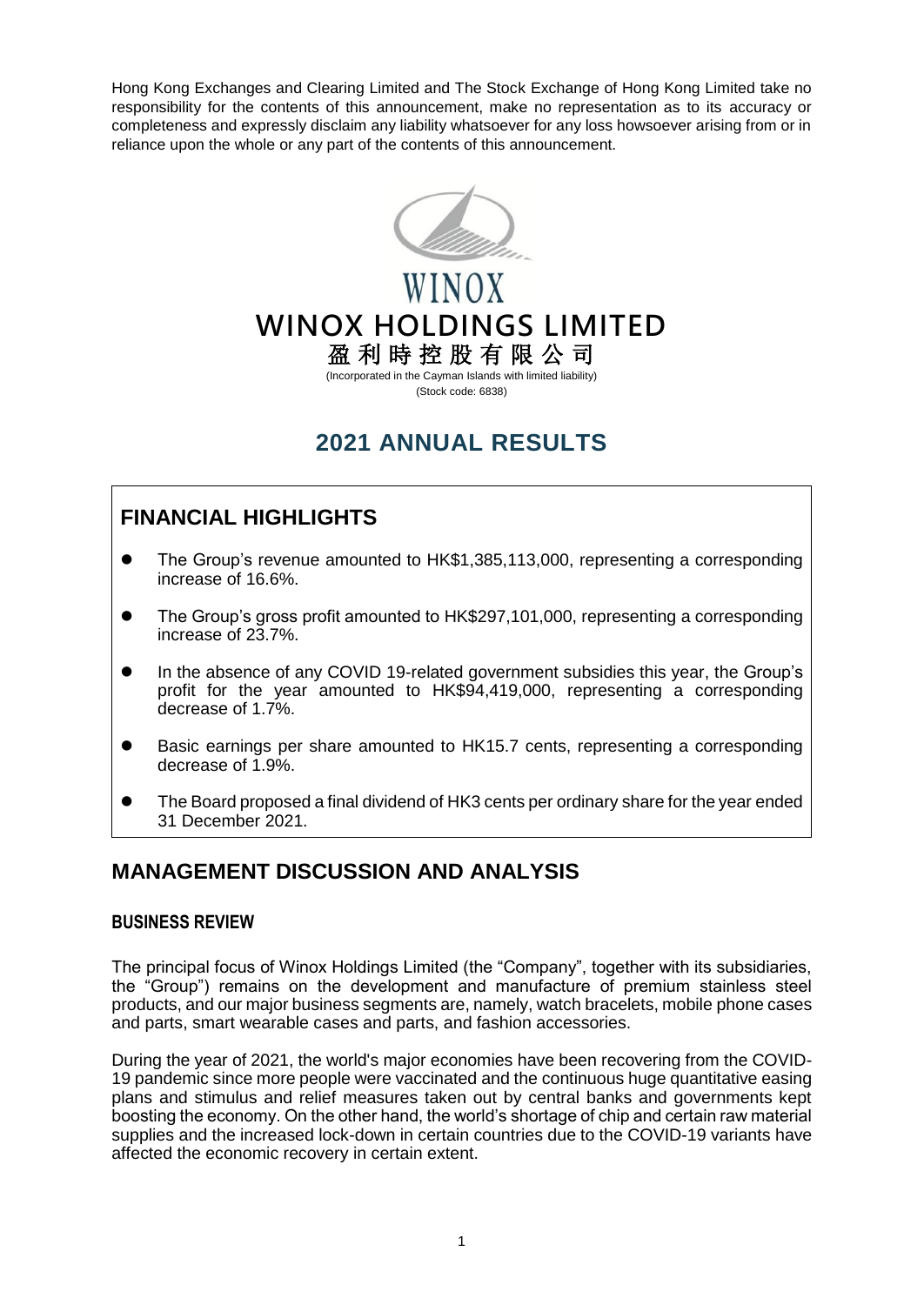Hong Kong Exchanges and Clearing Limited and The Stock Exchange of Hong Kong Limited take no responsibility for the contents of this announcement, make no representation as to its accuracy or completeness and expressly disclaim any liability whatsoever for any loss howsoever arising from or in reliance upon the whole or any part of the contents of this announcement.

WINOX

# WINOX HOLDINGS LIMITED

# 盈利時控股有限公司

(Incorporated in the Cayman Islands with limited liability)
(Stock code: 6838)

# 2021 ANNUAL RESULTS

## FINANCIAL HIGHLIGHTS

- The Group's revenue amounted to HK$1,385,113,000, representing a corresponding increase of 16.6%.
- The Group's gross profit amounted to HK$297,101,000, representing a corresponding increase of 23.7%.
- In the absence of any COVID 19-related government subsidies this year, the Group's profit for the year amounted to HK$94,419,000, representing a corresponding decrease of 1.7%.
- Basic earnings per share amounted to HK15.7 cents, representing a corresponding decrease of 1.9%.
- The Board proposed a final dividend of HK3 cents per ordinary share for the year ended 31 December 2021.

## MANAGEMENT DISCUSSION AND ANALYSIS

### BUSINESS REVIEW

The principal focus of Winox Holdings Limited (the "Company", together with its subsidiaries, the "Group") remains on the development and manufacture of premium stainless steel products, and our major business segments are, namely, watch bracelets, mobile phone cases and parts, smart wearable cases and parts, and fashion accessories.

During the year of 2021, the world's major economies have been recovering from the COVID-19 pandemic since more people were vaccinated and the continuous huge quantitative easing plans and stimulus and relief measures taken out by central banks and governments kept boosting the economy. On the other hand, the world's shortage of chip and certain raw material supplies and the increased lock-down in certain countries due to the COVID-19 variants have affected the economic recovery in certain extent.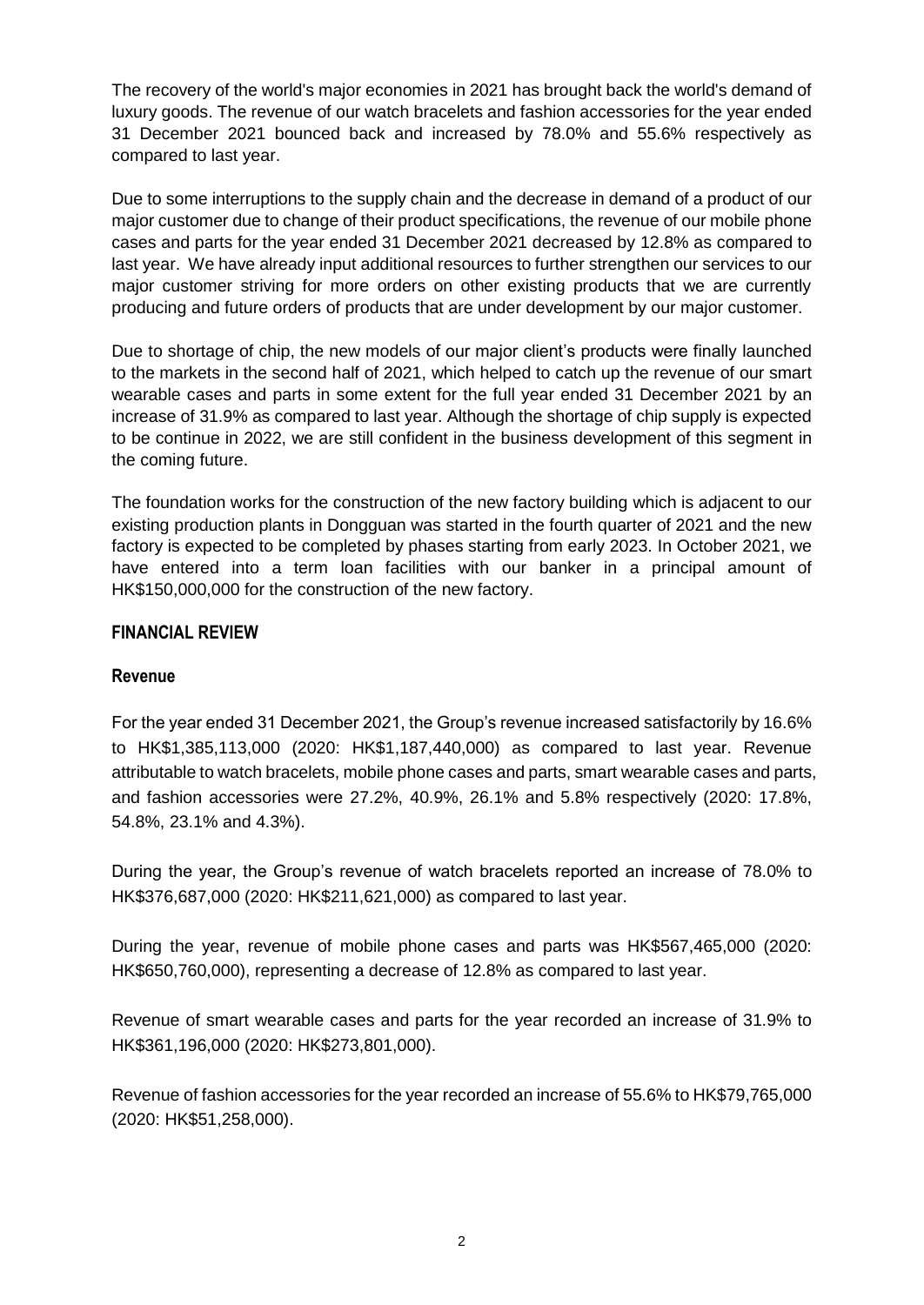The recovery of the world's major economies in 2021 has brought back the world's demand of luxury goods. The revenue of our watch bracelets and fashion accessories for the year ended 31 December 2021 bounced back and increased by 78.0% and 55.6% respectively as compared to last year.

Due to some interruptions to the supply chain and the decrease in demand of a product of our major customer due to change of their product specifications, the revenue of our mobile phone cases and parts for the year ended 31 December 2021 decreased by 12.8% as compared to last year. We have already input additional resources to further strengthen our services to our major customer striving for more orders on other existing products that we are currently producing and future orders of products that are under development by our major customer.

Due to shortage of chip, the new models of our major client's products were finally launched to the markets in the second half of 2021, which helped to catch up the revenue of our smart wearable cases and parts in some extent for the full year ended 31 December 2021 by an increase of 31.9% as compared to last year. Although the shortage of chip supply is expected to be continue in 2022, we are still confident in the business development of this segment in the coming future.

The foundation works for the construction of the new factory building which is adjacent to our existing production plants in Dongguan was started in the fourth quarter of 2021 and the new factory is expected to be completed by phases starting from early 2023. In October 2021, we have entered into a term loan facilities with our banker in a principal amount of HK$150,000,000 for the construction of the new factory.

## FINANCIAL REVIEW

### Revenue

For the year ended 31 December 2021, the Group's revenue increased satisfactorily by 16.6% to HK$1,385,113,000 (2020: HK$1,187,440,000) as compared to last year. Revenue attributable to watch bracelets, mobile phone cases and parts, smart wearable cases and parts, and fashion accessories were 27.2%, 40.9%, 26.1% and 5.8% respectively (2020: 17.8%, 54.8%, 23.1% and 4.3%).

During the year, the Group's revenue of watch bracelets reported an increase of 78.0% to HK$376,687,000 (2020: HK$211,621,000) as compared to last year.

During the year, revenue of mobile phone cases and parts was HK$567,465,000 (2020: HK$650,760,000), representing a decrease of 12.8% as compared to last year.

Revenue of smart wearable cases and parts for the year recorded an increase of 31.9% to HK$361,196,000 (2020: HK$273,801,000).

Revenue of fashion accessories for the year recorded an increase of 55.6% to HK$79,765,000 (2020: HK$51,258,000).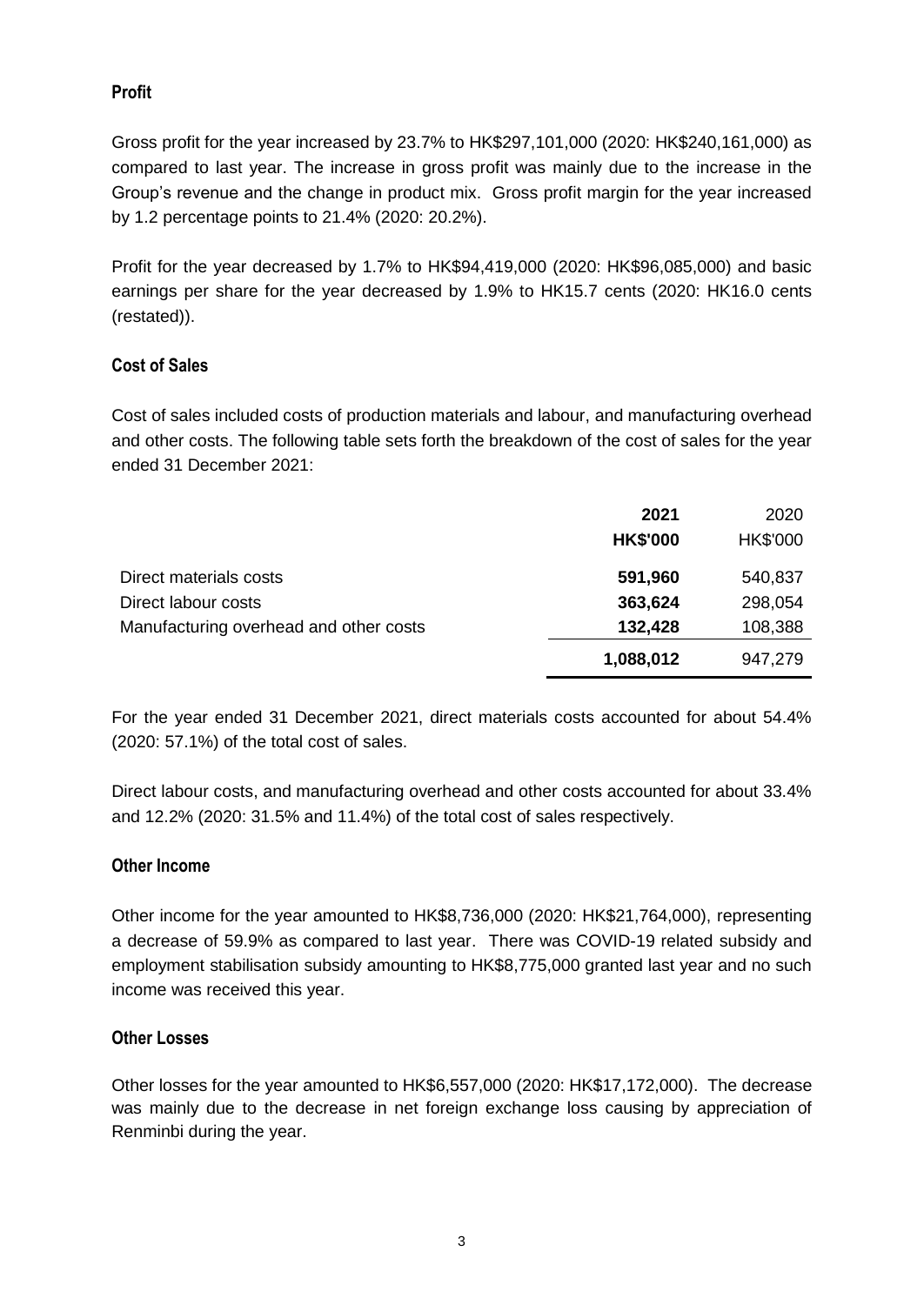## Profit

Gross profit for the year increased by 23.7% to HK$297,101,000 (2020: HK$240,161,000) as compared to last year. The increase in gross profit was mainly due to the increase in the Group's revenue and the change in product mix. Gross profit margin for the year increased by 1.2 percentage points to 21.4% (2020: 20.2%).

Profit for the year decreased by 1.7% to HK$94,419,000 (2020: HK$96,085,000) and basic earnings per share for the year decreased by 1.9% to HK15.7 cents (2020: HK16.0 cents (restated)).

## Cost of Sales

Cost of sales included costs of production materials and labour, and manufacturing overhead and other costs. The following table sets forth the breakdown of the cost of sales for the year ended 31 December 2021:

| | **2021** | 2020 |
|---|---|---|
| | **HK$'000** | HK$'000 |
| Direct materials costs | **591,960** | 540,837 |
| Direct labour costs | **363,624** | 298,054 |
| Manufacturing overhead and other costs | **132,428** | 108,388 |
| | **1,088,012** | 947,279 |

For the year ended 31 December 2021, direct materials costs accounted for about 54.4% (2020: 57.1%) of the total cost of sales.

Direct labour costs, and manufacturing overhead and other costs accounted for about 33.4% and 12.2% (2020: 31.5% and 11.4%) of the total cost of sales respectively.

## Other Income

Other income for the year amounted to HK$8,736,000 (2020: HK$21,764,000), representing a decrease of 59.9% as compared to last year. There was COVID-19 related subsidy and employment stabilisation subsidy amounting to HK$8,775,000 granted last year and no such income was received this year.

## Other Losses

Other losses for the year amounted to HK$6,557,000 (2020: HK$17,172,000). The decrease was mainly due to the decrease in net foreign exchange loss causing by appreciation of Renminbi during the year.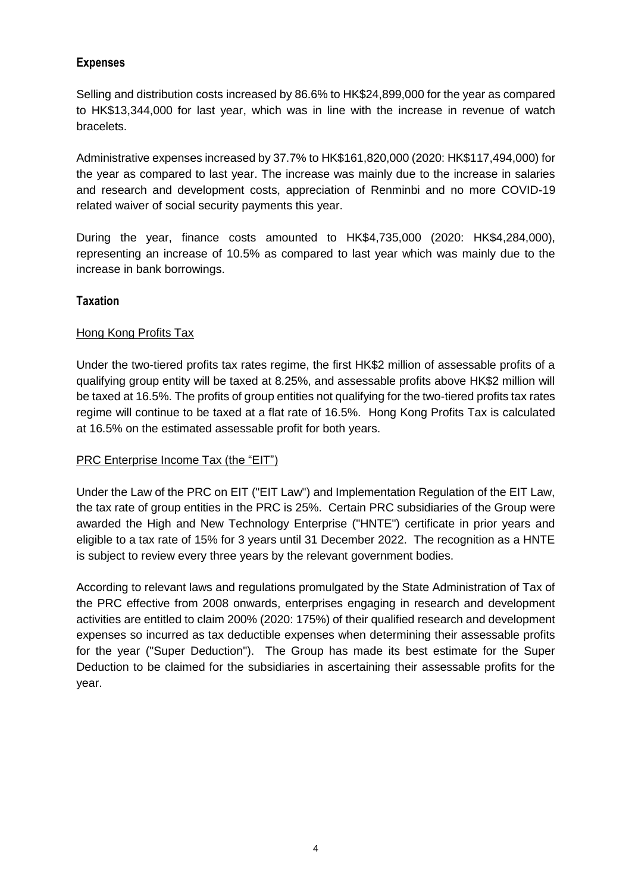## Expenses

Selling and distribution costs increased by 86.6% to HK$24,899,000 for the year as compared to HK$13,344,000 for last year, which was in line with the increase in revenue of watch bracelets.

Administrative expenses increased by 37.7% to HK$161,820,000 (2020: HK$117,494,000) for the year as compared to last year. The increase was mainly due to the increase in salaries and research and development costs, appreciation of Renminbi and no more COVID-19 related waiver of social security payments this year.

During the year, finance costs amounted to HK$4,735,000 (2020: HK$4,284,000), representing an increase of 10.5% as compared to last year which was mainly due to the increase in bank borrowings.

## Taxation

### Hong Kong Profits Tax

Under the two-tiered profits tax rates regime, the first HK$2 million of assessable profits of a qualifying group entity will be taxed at 8.25%, and assessable profits above HK$2 million will be taxed at 16.5%. The profits of group entities not qualifying for the two-tiered profits tax rates regime will continue to be taxed at a flat rate of 16.5%. Hong Kong Profits Tax is calculated at 16.5% on the estimated assessable profit for both years.

### PRC Enterprise Income Tax (the "EIT")

Under the Law of the PRC on EIT ("EIT Law") and Implementation Regulation of the EIT Law, the tax rate of group entities in the PRC is 25%. Certain PRC subsidiaries of the Group were awarded the High and New Technology Enterprise ("HNTE") certificate in prior years and eligible to a tax rate of 15% for 3 years until 31 December 2022. The recognition as a HNTE is subject to review every three years by the relevant government bodies.

According to relevant laws and regulations promulgated by the State Administration of Tax of the PRC effective from 2008 onwards, enterprises engaging in research and development activities are entitled to claim 200% (2020: 175%) of their qualified research and development expenses so incurred as tax deductible expenses when determining their assessable profits for the year ("Super Deduction"). The Group has made its best estimate for the Super Deduction to be claimed for the subsidiaries in ascertaining their assessable profits for the year.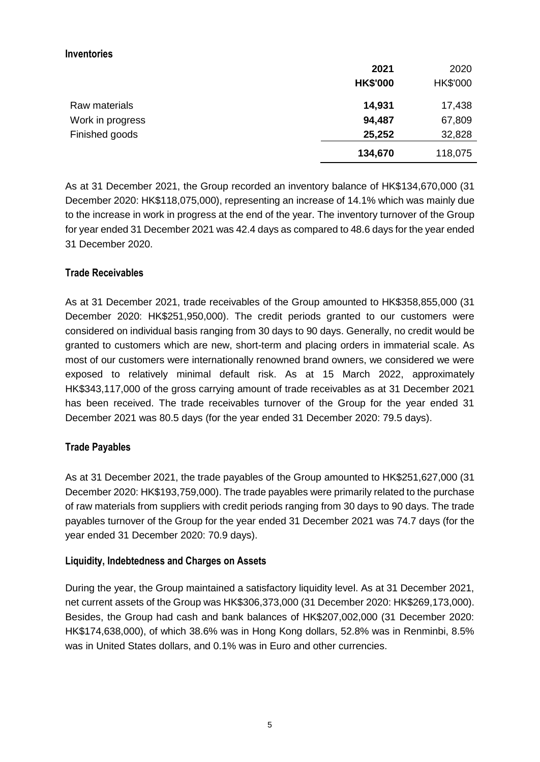### Inventories

| | **2021** | 2020 |
|---|---|---|
| | **HK$'000** | HK$'000 |
| Raw materials | **14,931** | 17,438 |
| Work in progress | **94,487** | 67,809 |
| Finished goods | **25,252** | 32,828 |
| | **134,670** | 118,075 |

As at 31 December 2021, the Group recorded an inventory balance of HK$134,670,000 (31 December 2020: HK$118,075,000), representing an increase of 14.1% which was mainly due to the increase in work in progress at the end of the year. The inventory turnover of the Group for year ended 31 December 2021 was 42.4 days as compared to 48.6 days for the year ended 31 December 2020.

### Trade Receivables

As at 31 December 2021, trade receivables of the Group amounted to HK$358,855,000 (31 December 2020: HK$251,950,000). The credit periods granted to our customers were considered on individual basis ranging from 30 days to 90 days. Generally, no credit would be granted to customers which are new, short-term and placing orders in immaterial scale. As most of our customers were internationally renowned brand owners, we considered we were exposed to relatively minimal default risk. As at 15 March 2022, approximately HK$343,117,000 of the gross carrying amount of trade receivables as at 31 December 2021 has been received. The trade receivables turnover of the Group for the year ended 31 December 2021 was 80.5 days (for the year ended 31 December 2020: 79.5 days).

### Trade Payables

As at 31 December 2021, the trade payables of the Group amounted to HK$251,627,000 (31 December 2020: HK$193,759,000). The trade payables were primarily related to the purchase of raw materials from suppliers with credit periods ranging from 30 days to 90 days. The trade payables turnover of the Group for the year ended 31 December 2021 was 74.7 days (for the year ended 31 December 2020: 70.9 days).

### Liquidity, Indebtedness and Charges on Assets

During the year, the Group maintained a satisfactory liquidity level. As at 31 December 2021, net current assets of the Group was HK$306,373,000 (31 December 2020: HK$269,173,000). Besides, the Group had cash and bank balances of HK$207,002,000 (31 December 2020: HK$174,638,000), of which 38.6% was in Hong Kong dollars, 52.8% was in Renminbi, 8.5% was in United States dollars, and 0.1% was in Euro and other currencies.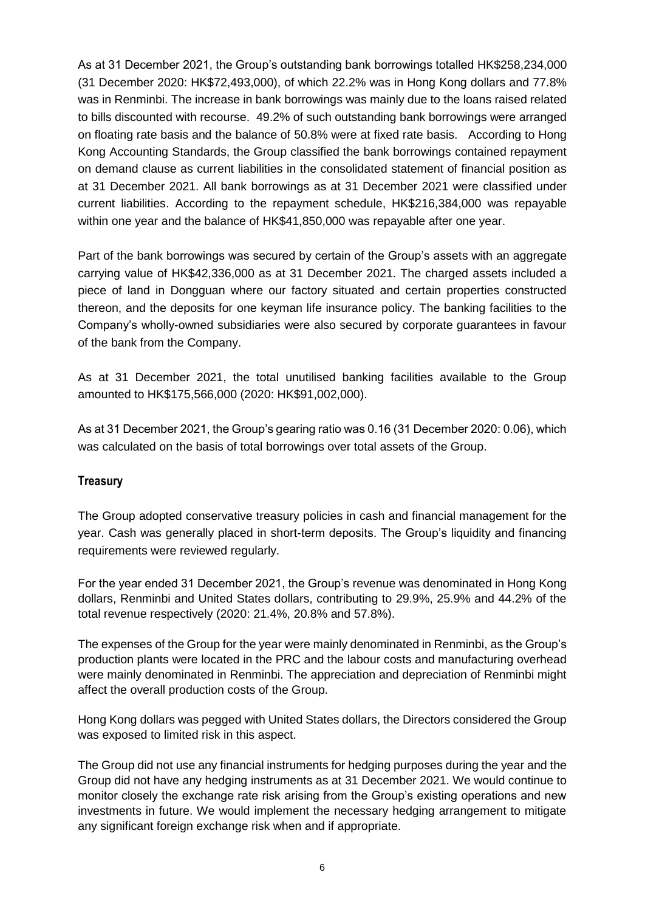As at 31 December 2021, the Group's outstanding bank borrowings totalled HK$258,234,000 (31 December 2020: HK$72,493,000), of which 22.2% was in Hong Kong dollars and 77.8% was in Renminbi. The increase in bank borrowings was mainly due to the loans raised related to bills discounted with recourse. 49.2% of such outstanding bank borrowings were arranged on floating rate basis and the balance of 50.8% were at fixed rate basis. According to Hong Kong Accounting Standards, the Group classified the bank borrowings contained repayment on demand clause as current liabilities in the consolidated statement of financial position as at 31 December 2021. All bank borrowings as at 31 December 2021 were classified under current liabilities. According to the repayment schedule, HK$216,384,000 was repayable within one year and the balance of HK$41,850,000 was repayable after one year.

Part of the bank borrowings was secured by certain of the Group's assets with an aggregate carrying value of HK$42,336,000 as at 31 December 2021. The charged assets included a piece of land in Dongguan where our factory situated and certain properties constructed thereon, and the deposits for one keyman life insurance policy. The banking facilities to the Company's wholly-owned subsidiaries were also secured by corporate guarantees in favour of the bank from the Company.

As at 31 December 2021, the total unutilised banking facilities available to the Group amounted to HK$175,566,000 (2020: HK$91,002,000).

As at 31 December 2021, the Group's gearing ratio was 0.16 (31 December 2020: 0.06), which was calculated on the basis of total borrowings over total assets of the Group.

### Treasury

The Group adopted conservative treasury policies in cash and financial management for the year. Cash was generally placed in short-term deposits. The Group's liquidity and financing requirements were reviewed regularly.

For the year ended 31 December 2021, the Group's revenue was denominated in Hong Kong dollars, Renminbi and United States dollars, contributing to 29.9%, 25.9% and 44.2% of the total revenue respectively (2020: 21.4%, 20.8% and 57.8%).

The expenses of the Group for the year were mainly denominated in Renminbi, as the Group's production plants were located in the PRC and the labour costs and manufacturing overhead were mainly denominated in Renminbi. The appreciation and depreciation of Renminbi might affect the overall production costs of the Group.

Hong Kong dollars was pegged with United States dollars, the Directors considered the Group was exposed to limited risk in this aspect.

The Group did not use any financial instruments for hedging purposes during the year and the Group did not have any hedging instruments as at 31 December 2021. We would continue to monitor closely the exchange rate risk arising from the Group's existing operations and new investments in future. We would implement the necessary hedging arrangement to mitigate any significant foreign exchange risk when and if appropriate.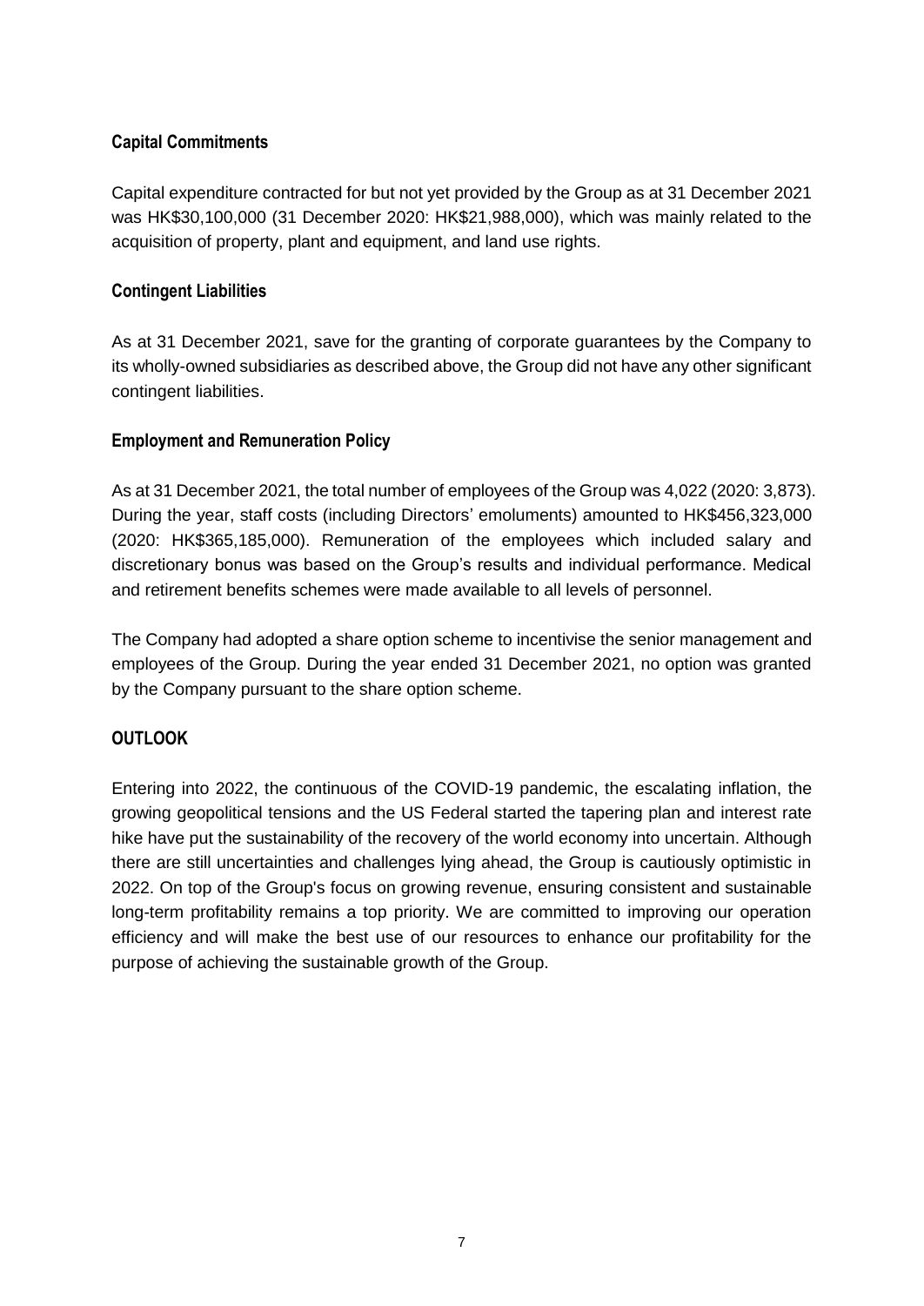### Capital Commitments

Capital expenditure contracted for but not yet provided by the Group as at 31 December 2021 was HK$30,100,000 (31 December 2020: HK$21,988,000), which was mainly related to the acquisition of property, plant and equipment, and land use rights.

### Contingent Liabilities

As at 31 December 2021, save for the granting of corporate guarantees by the Company to its wholly-owned subsidiaries as described above, the Group did not have any other significant contingent liabilities.

### Employment and Remuneration Policy

As at 31 December 2021, the total number of employees of the Group was 4,022 (2020: 3,873). During the year, staff costs (including Directors' emoluments) amounted to HK$456,323,000 (2020: HK$365,185,000). Remuneration of the employees which included salary and discretionary bonus was based on the Group's results and individual performance. Medical and retirement benefits schemes were made available to all levels of personnel.

The Company had adopted a share option scheme to incentivise the senior management and employees of the Group. During the year ended 31 December 2021, no option was granted by the Company pursuant to the share option scheme.

## OUTLOOK

Entering into 2022, the continuous of the COVID-19 pandemic, the escalating inflation, the growing geopolitical tensions and the US Federal started the tapering plan and interest rate hike have put the sustainability of the recovery of the world economy into uncertain. Although there are still uncertainties and challenges lying ahead, the Group is cautiously optimistic in 2022. On top of the Group's focus on growing revenue, ensuring consistent and sustainable long-term profitability remains a top priority. We are committed to improving our operation efficiency and will make the best use of our resources to enhance our profitability for the purpose of achieving the sustainable growth of the Group.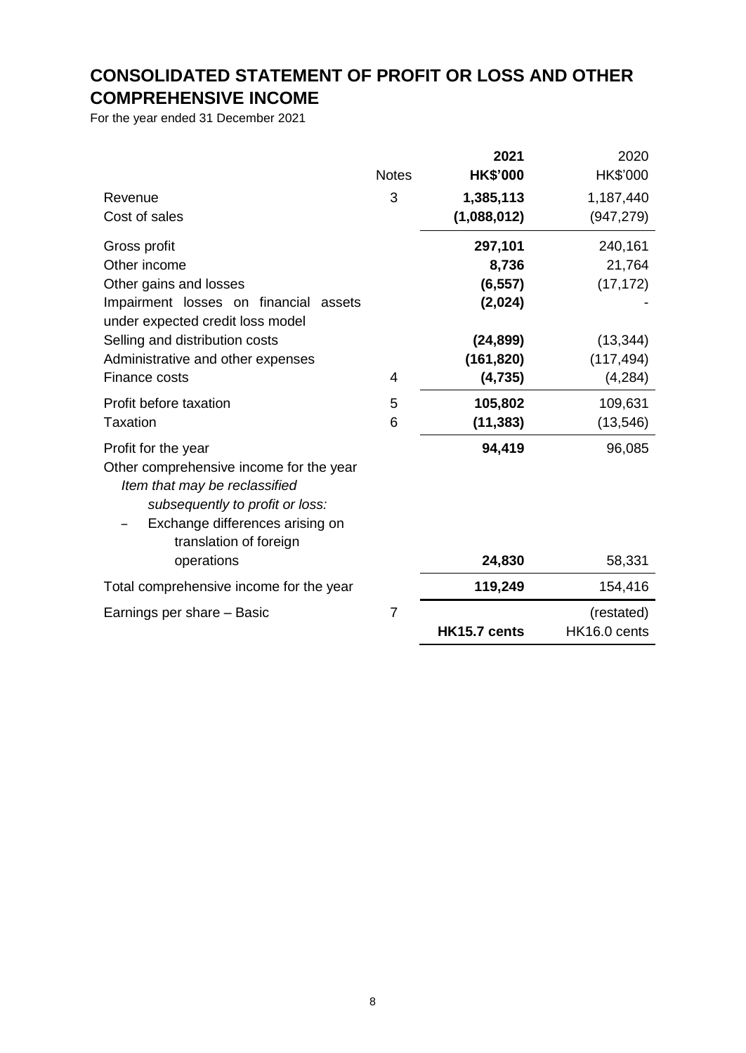# CONSOLIDATED STATEMENT OF PROFIT OR LOSS AND OTHER COMPREHENSIVE INCOME

For the year ended 31 December 2021

| | Notes | **2021** | 2020 |
|---|---|---|---|
| | | **HK$'000** | HK$'000 |
| Revenue | 3 | **1,385,113** | 1,187,440 |
| Cost of sales | | **(1,088,012)** | (947,279) |
| Gross profit | | **297,101** | 240,161 |
| Other income | | **8,736** | 21,764 |
| Other gains and losses | | **(6,557)** | (17,172) |
| Impairment losses on financial assets under expected credit loss model | | **(2,024)** | - |
| Selling and distribution costs | | **(24,899)** | (13,344) |
| Administrative and other expenses | | **(161,820)** | (117,494) |
| Finance costs | 4 | **(4,735)** | (4,284) |
| Profit before taxation | 5 | **105,802** | 109,631 |
| Taxation | 6 | **(11,383)** | (13,546) |
| Profit for the year | | **94,419** | 96,085 |
| Other comprehensive income for the year | | | |
| *Item that may be reclassified subsequently to profit or loss:* | | | |
| – Exchange differences arising on translation of foreign operations | | **24,830** | 58,331 |
| Total comprehensive income for the year | | **119,249** | 154,416 |
| Earnings per share – Basic | 7 | | (restated) |
| | | **HK15.7 cents** | HK16.0 cents |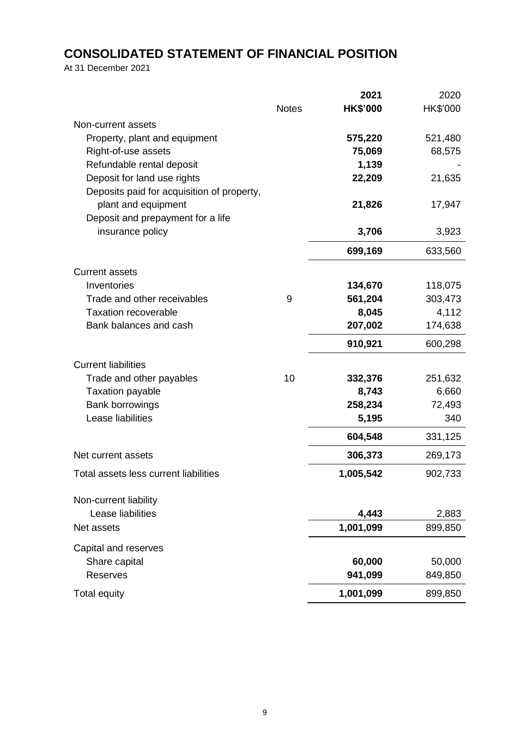# CONSOLIDATED STATEMENT OF FINANCIAL POSITION

At 31 December 2021

| | Notes | 2021 HK$'000 | 2020 HK$'000 |
|---|---|---|---|
| Non-current assets | | | |
| Property, plant and equipment | | **575,220** | 521,480 |
| Right-of-use assets | | **75,069** | 68,575 |
| Refundable rental deposit | | **1,139** | - |
| Deposit for land use rights | | **22,209** | 21,635 |
| Deposits paid for acquisition of property, plant and equipment | | **21,826** | 17,947 |
| Deposit and prepayment for a life insurance policy | | **3,706** | 3,923 |
| | | **699,169** | 633,560 |
| Current assets | | | |
| Inventories | | **134,670** | 118,075 |
| Trade and other receivables | 9 | **561,204** | 303,473 |
| Taxation recoverable | | **8,045** | 4,112 |
| Bank balances and cash | | **207,002** | 174,638 |
| | | **910,921** | 600,298 |
| Current liabilities | | | |
| Trade and other payables | 10 | **332,376** | 251,632 |
| Taxation payable | | **8,743** | 6,660 |
| Bank borrowings | | **258,234** | 72,493 |
| Lease liabilities | | **5,195** | 340 |
| | | **604,548** | 331,125 |
| Net current assets | | **306,373** | 269,173 |
| Total assets less current liabilities | | **1,005,542** | 902,733 |
| Non-current liability | | | |
| Lease liabilities | | **4,443** | 2,883 |
| Net assets | | **1,001,099** | 899,850 |
| Capital and reserves | | | |
| Share capital | | **60,000** | 50,000 |
| Reserves | | **941,099** | 849,850 |
| Total equity | | **1,001,099** | 899,850 |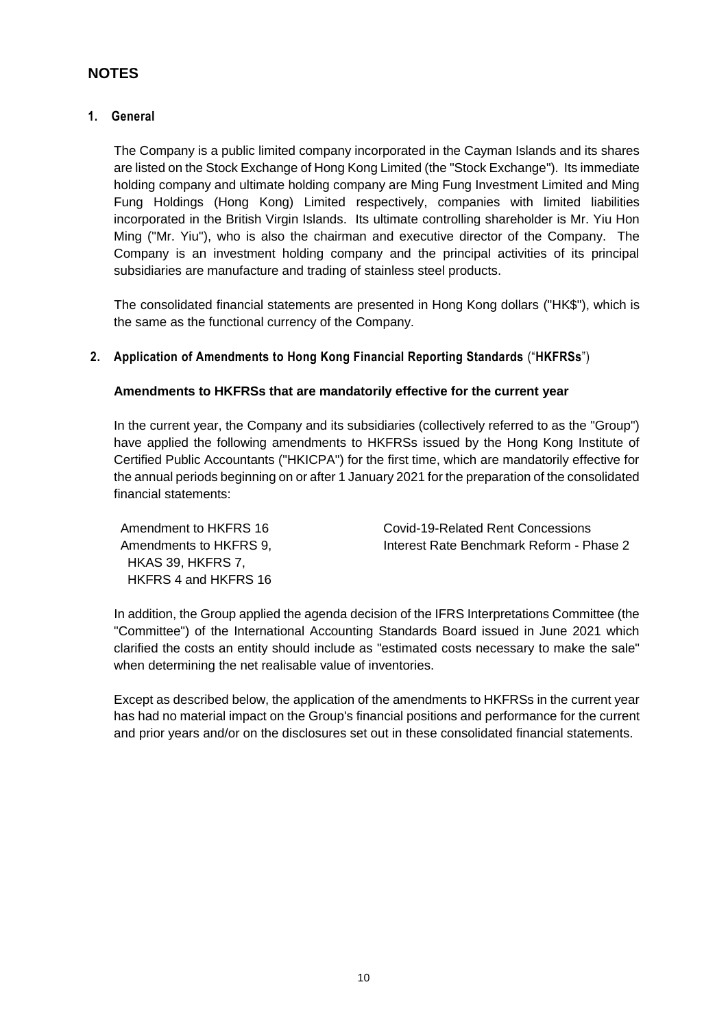## NOTES

### 1. General

The Company is a public limited company incorporated in the Cayman Islands and its shares are listed on the Stock Exchange of Hong Kong Limited (the "Stock Exchange"). Its immediate holding company and ultimate holding company are Ming Fung Investment Limited and Ming Fung Holdings (Hong Kong) Limited respectively, companies with limited liabilities incorporated in the British Virgin Islands. Its ultimate controlling shareholder is Mr. Yiu Hon Ming ("Mr. Yiu"), who is also the chairman and executive director of the Company. The Company is an investment holding company and the principal activities of its principal subsidiaries are manufacture and trading of stainless steel products.

The consolidated financial statements are presented in Hong Kong dollars ("HK$"), which is the same as the functional currency of the Company.

### 2. Application of Amendments to Hong Kong Financial Reporting Standards ("HKFRSs")

**Amendments to HKFRSs that are mandatorily effective for the current year**

In the current year, the Company and its subsidiaries (collectively referred to as the "Group") have applied the following amendments to HKFRSs issued by the Hong Kong Institute of Certified Public Accountants ("HKICPA") for the first time, which are mandatorily effective for the annual periods beginning on or after 1 January 2021 for the preparation of the consolidated financial statements:

| | |
|---|---|
| Amendment to HKFRS 16 | Covid-19-Related Rent Concessions |
| Amendments to HKFRS 9, HKAS 39, HKFRS 7, HKFRS 4 and HKFRS 16 | Interest Rate Benchmark Reform - Phase 2 |

In addition, the Group applied the agenda decision of the IFRS Interpretations Committee (the "Committee") of the International Accounting Standards Board issued in June 2021 which clarified the costs an entity should include as "estimated costs necessary to make the sale" when determining the net realisable value of inventories.

Except as described below, the application of the amendments to HKFRSs in the current year has had no material impact on the Group's financial positions and performance for the current and prior years and/or on the disclosures set out in these consolidated financial statements.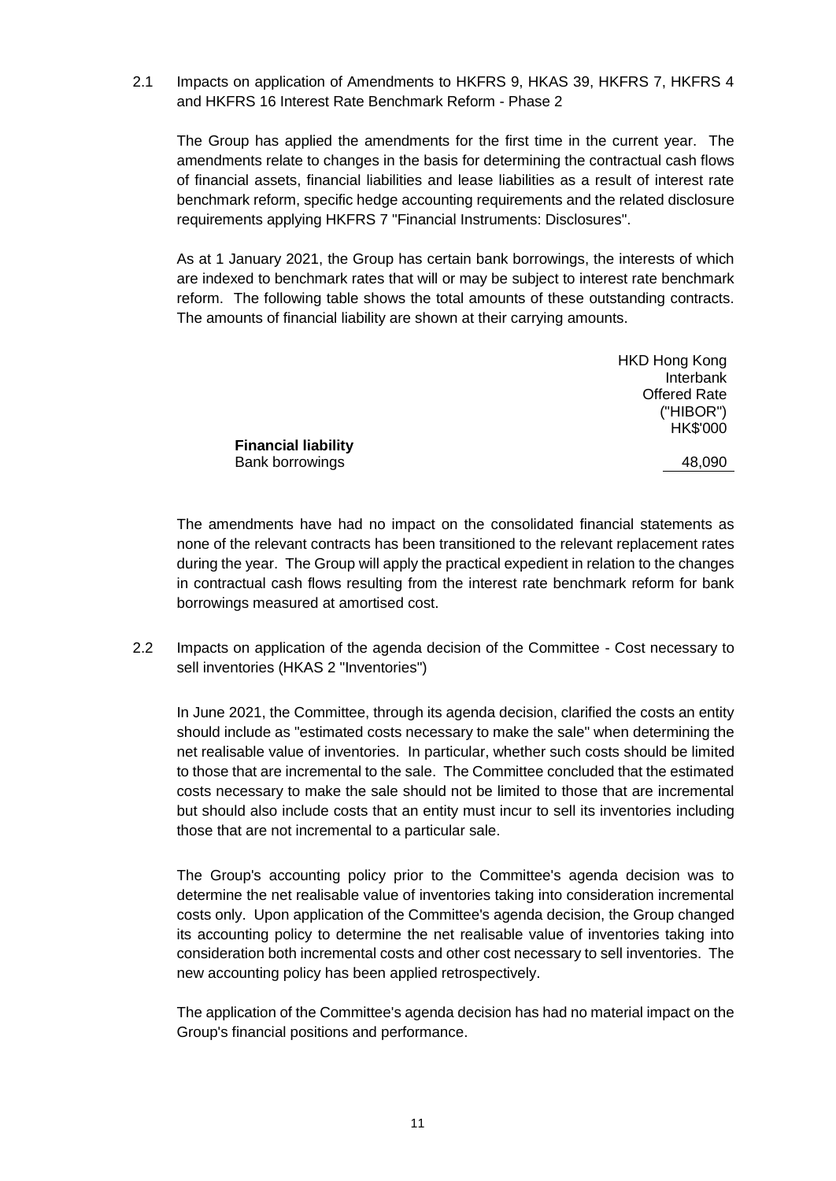2.1 Impacts on application of Amendments to HKFRS 9, HKAS 39, HKFRS 7, HKFRS 4 and HKFRS 16 Interest Rate Benchmark Reform - Phase 2

The Group has applied the amendments for the first time in the current year. The amendments relate to changes in the basis for determining the contractual cash flows of financial assets, financial liabilities and lease liabilities as a result of interest rate benchmark reform, specific hedge accounting requirements and the related disclosure requirements applying HKFRS 7 "Financial Instruments: Disclosures".

As at 1 January 2021, the Group has certain bank borrowings, the interests of which are indexed to benchmark rates that will or may be subject to interest rate benchmark reform. The following table shows the total amounts of these outstanding contracts. The amounts of financial liability are shown at their carrying amounts.

| | HKD Hong Kong Interbank Offered Rate ("HIBOR") HK$'000 |
|---|---|
| **Financial liability** | |
| Bank borrowings | 48,090 |

The amendments have had no impact on the consolidated financial statements as none of the relevant contracts has been transitioned to the relevant replacement rates during the year. The Group will apply the practical expedient in relation to the changes in contractual cash flows resulting from the interest rate benchmark reform for bank borrowings measured at amortised cost.

2.2 Impacts on application of the agenda decision of the Committee - Cost necessary to sell inventories (HKAS 2 "Inventories")

In June 2021, the Committee, through its agenda decision, clarified the costs an entity should include as "estimated costs necessary to make the sale" when determining the net realisable value of inventories. In particular, whether such costs should be limited to those that are incremental to the sale. The Committee concluded that the estimated costs necessary to make the sale should not be limited to those that are incremental but should also include costs that an entity must incur to sell its inventories including those that are not incremental to a particular sale.

The Group's accounting policy prior to the Committee's agenda decision was to determine the net realisable value of inventories taking into consideration incremental costs only. Upon application of the Committee's agenda decision, the Group changed its accounting policy to determine the net realisable value of inventories taking into consideration both incremental costs and other cost necessary to sell inventories. The new accounting policy has been applied retrospectively.

The application of the Committee's agenda decision has had no material impact on the Group's financial positions and performance.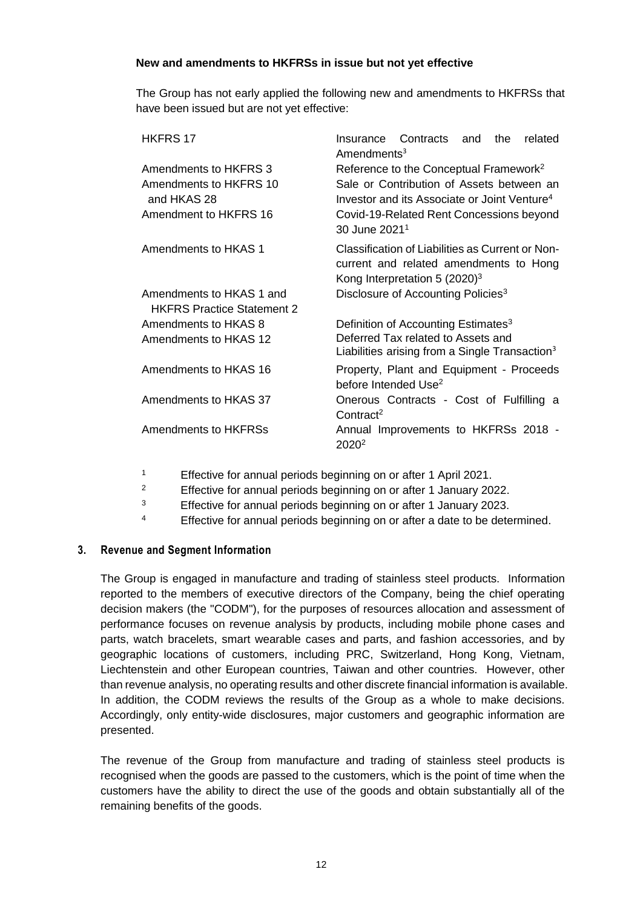**New and amendments to HKFRSs in issue but not yet effective**

The Group has not early applied the following new and amendments to HKFRSs that have been issued but are not yet effective:

| | |
|---|---|
| HKFRS 17 | Insurance Contracts and the related Amendments[3] |
| Amendments to HKFRS 3 | Reference to the Conceptual Framework[2] |
| Amendments to HKFRS 10 and HKAS 28 | Sale or Contribution of Assets between an Investor and its Associate or Joint Venture[4] |
| Amendment to HKFRS 16 | Covid-19-Related Rent Concessions beyond 30 June 2021[1] |
| Amendments to HKAS 1 | Classification of Liabilities as Current or Non-current and related amendments to Hong Kong Interpretation 5 (2020)[3] |
| Amendments to HKAS 1 and HKFRS Practice Statement 2 | Disclosure of Accounting Policies[3] |
| Amendments to HKAS 8 | Definition of Accounting Estimates[3] |
| Amendments to HKAS 12 | Deferred Tax related to Assets and Liabilities arising from a Single Transaction[3] |
| Amendments to HKAS 16 | Property, Plant and Equipment - Proceeds before Intended Use[2] |
| Amendments to HKAS 37 | Onerous Contracts - Cost of Fulfilling a Contract[2] |
| Amendments to HKFRSs | Annual Improvements to HKFRSs 2018 - 2020[2] |

[1] Effective for annual periods beginning on or after 1 April 2021.

[2] Effective for annual periods beginning on or after 1 January 2022.

[3] Effective for annual periods beginning on or after 1 January 2023.

[4] Effective for annual periods beginning on or after a date to be determined.

## 3. Revenue and Segment Information

The Group is engaged in manufacture and trading of stainless steel products. Information reported to the members of executive directors of the Company, being the chief operating decision makers (the "CODM"), for the purposes of resources allocation and assessment of performance focuses on revenue analysis by products, including mobile phone cases and parts, watch bracelets, smart wearable cases and parts, and fashion accessories, and by geographic locations of customers, including PRC, Switzerland, Hong Kong, Vietnam, Liechtenstein and other European countries, Taiwan and other countries. However, other than revenue analysis, no operating results and other discrete financial information is available. In addition, the CODM reviews the results of the Group as a whole to make decisions. Accordingly, only entity-wide disclosures, major customers and geographic information are presented.

The revenue of the Group from manufacture and trading of stainless steel products is recognised when the goods are passed to the customers, which is the point of time when the customers have the ability to direct the use of the goods and obtain substantially all of the remaining benefits of the goods.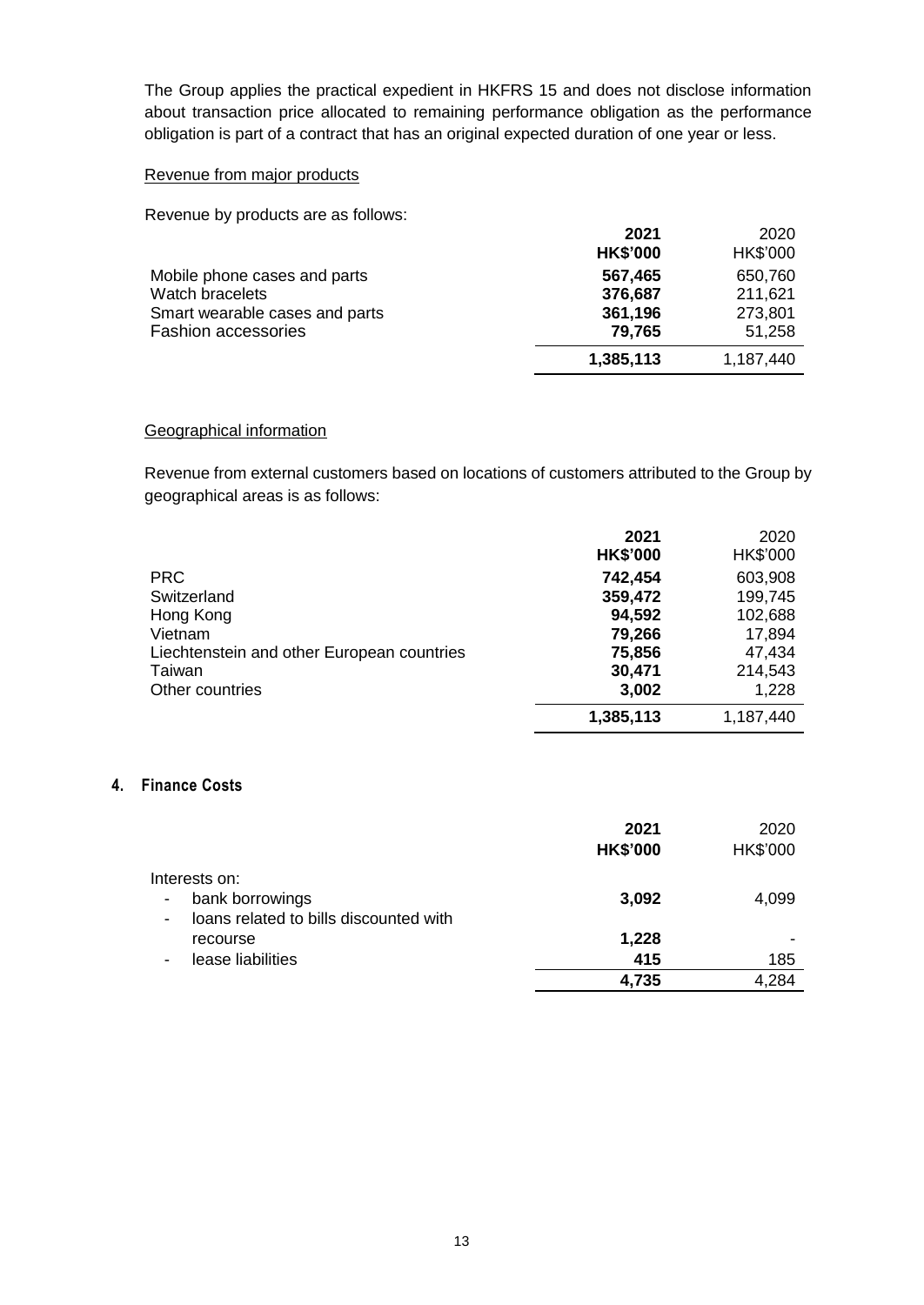The Group applies the practical expedient in HKFRS 15 and does not disclose information about transaction price allocated to remaining performance obligation as the performance obligation is part of a contract that has an original expected duration of one year or less.

Revenue from major products

Revenue by products are as follows:

| | **2021** | 2020 |
|---|---|---|
| | **HK$'000** | HK$'000 |
| Mobile phone cases and parts | **567,465** | 650,760 |
| Watch bracelets | **376,687** | 211,621 |
| Smart wearable cases and parts | **361,196** | 273,801 |
| Fashion accessories | **79,765** | 51,258 |
| | **1,385,113** | 1,187,440 |

Geographical information

Revenue from external customers based on locations of customers attributed to the Group by geographical areas is as follows:

| | **2021** | 2020 |
|---|---|---|
| | **HK$'000** | HK$'000 |
| PRC | **742,454** | 603,908 |
| Switzerland | **359,472** | 199,745 |
| Hong Kong | **94,592** | 102,688 |
| Vietnam | **79,266** | 17,894 |
| Liechtenstein and other European countries | **75,856** | 47,434 |
| Taiwan | **30,471** | 214,543 |
| Other countries | **3,002** | 1,228 |
| | **1,385,113** | 1,187,440 |

## 4. Finance Costs

| | **2021** | 2020 |
|---|---|---|
| | **HK$'000** | HK$'000 |
| Interests on: | | |
| - bank borrowings | **3,092** | 4,099 |
| - loans related to bills discounted with recourse | **1,228** | - |
| - lease liabilities | **415** | 185 |
| | **4,735** | 4,284 |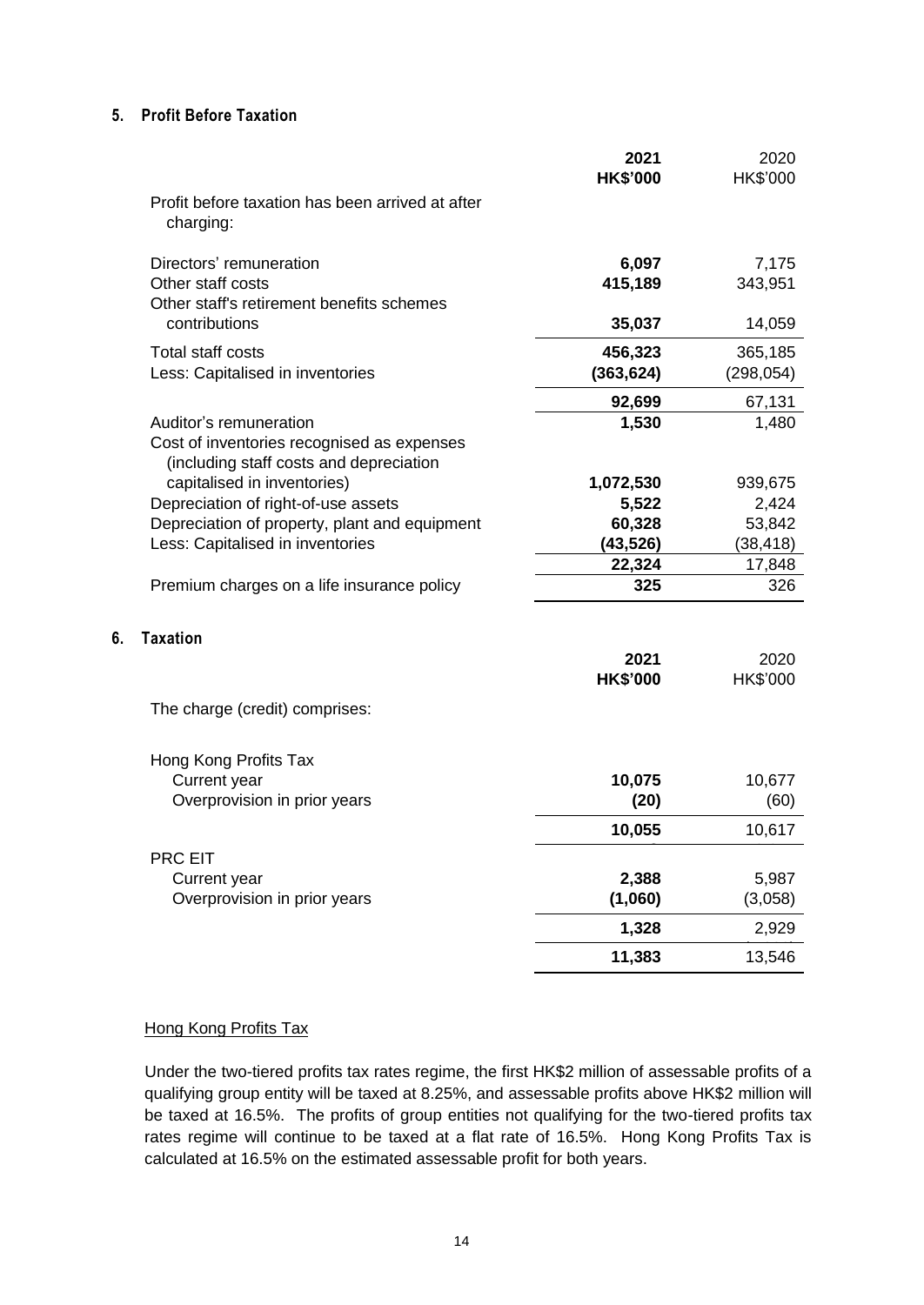## 5. Profit Before Taxation

| | 2021 HK$'000 | 2020 HK$'000 |
|---|---|---|
| Profit before taxation has been arrived at after charging: | | |
| Directors' remuneration | **6,097** | 7,175 |
| Other staff costs | **415,189** | 343,951 |
| Other staff's retirement benefits schemes contributions | **35,037** | 14,059 |
| Total staff costs | **456,323** | 365,185 |
| Less: Capitalised in inventories | **(363,624)** | (298,054) |
| | **92,699** | 67,131 |
| Auditor's remuneration | **1,530** | 1,480 |
| Cost of inventories recognised as expenses (including staff costs and depreciation capitalised in inventories) | **1,072,530** | 939,675 |
| Depreciation of right-of-use assets | **5,522** | 2,424 |
| Depreciation of property, plant and equipment | **60,328** | 53,842 |
| Less: Capitalised in inventories | **(43,526)** | (38,418) |
| | **22,324** | 17,848 |
| Premium charges on a life insurance policy | **325** | 326 |

## 6. Taxation

| | 2021 HK$'000 | 2020 HK$'000 |
|---|---|---|
| The charge (credit) comprises: | | |
| Hong Kong Profits Tax | | |
| Current year | **10,075** | 10,677 |
| Overprovision in prior years | **(20)** | (60) |
| | **10,055** | 10,617 |
| PRC EIT | | |
| Current year | **2,388** | 5,987 |
| Overprovision in prior years | **(1,060)** | (3,058) |
| | **1,328** | 2,929 |
| | **11,383** | 13,546 |

### Hong Kong Profits Tax

Under the two-tiered profits tax rates regime, the first HK$2 million of assessable profits of a qualifying group entity will be taxed at 8.25%, and assessable profits above HK$2 million will be taxed at 16.5%. The profits of group entities not qualifying for the two-tiered profits tax rates regime will continue to be taxed at a flat rate of 16.5%. Hong Kong Profits Tax is calculated at 16.5% on the estimated assessable profit for both years.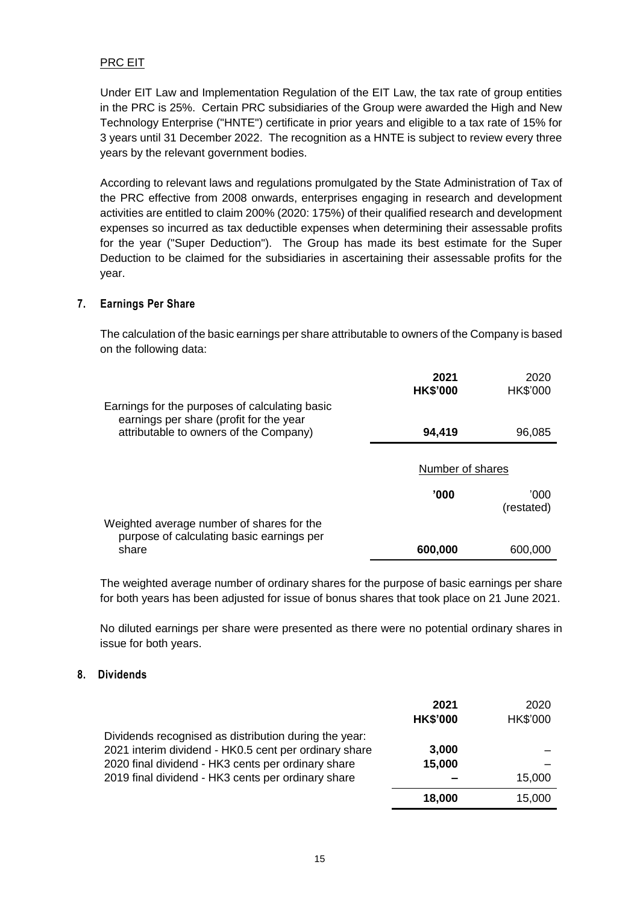PRC EIT

Under EIT Law and Implementation Regulation of the EIT Law, the tax rate of group entities in the PRC is 25%. Certain PRC subsidiaries of the Group were awarded the High and New Technology Enterprise ("HNTE") certificate in prior years and eligible to a tax rate of 15% for 3 years until 31 December 2022. The recognition as a HNTE is subject to review every three years by the relevant government bodies.

According to relevant laws and regulations promulgated by the State Administration of Tax of the PRC effective from 2008 onwards, enterprises engaging in research and development activities are entitled to claim 200% (2020: 175%) of their qualified research and development expenses so incurred as tax deductible expenses when determining their assessable profits for the year ("Super Deduction"). The Group has made its best estimate for the Super Deduction to be claimed for the subsidiaries in ascertaining their assessable profits for the year.

## 7. Earnings Per Share

The calculation of the basic earnings per share attributable to owners of the Company is based on the following data:

| | 2021 HK$'000 | 2020 HK$'000 |
|---|---|---|
| Earnings for the purposes of calculating basic earnings per share (profit for the year attributable to owners of the Company) | **94,419** | 96,085 |

| | Number of shares | |
|---|---|---|
| | **'000** | '000 (restated) |
| Weighted average number of shares for the purpose of calculating basic earnings per share | **600,000** | 600,000 |

The weighted average number of ordinary shares for the purpose of basic earnings per share for both years has been adjusted for issue of bonus shares that took place on 21 June 2021.

No diluted earnings per share were presented as there were no potential ordinary shares in issue for both years.

## 8. Dividends

| | 2021 HK$'000 | 2020 HK$'000 |
|---|---|---|
| Dividends recognised as distribution during the year: | | |
| 2021 interim dividend - HK0.5 cent per ordinary share | **3,000** | – |
| 2020 final dividend - HK3 cents per ordinary share | **15,000** | – |
| 2019 final dividend - HK3 cents per ordinary share | **–** | 15,000 |
| | **18,000** | 15,000 |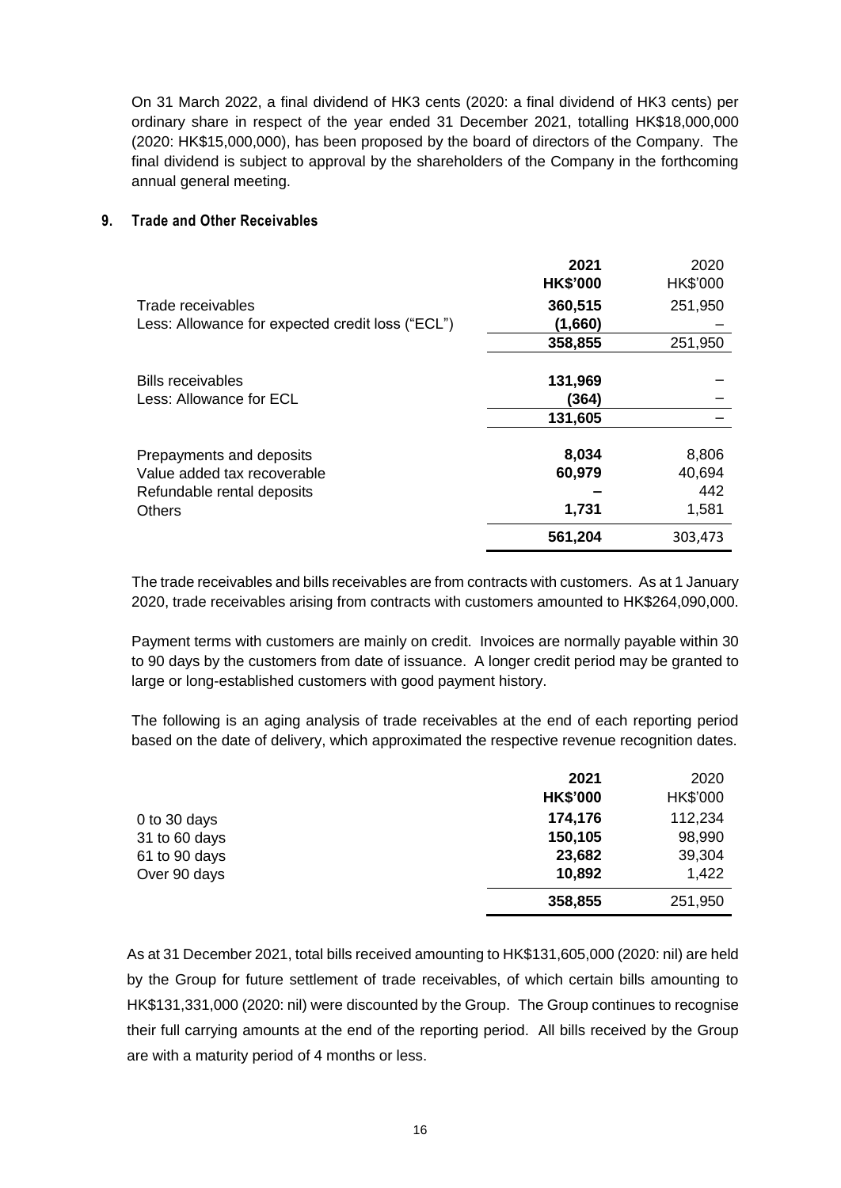On 31 March 2022, a final dividend of HK3 cents (2020: a final dividend of HK3 cents) per ordinary share in respect of the year ended 31 December 2021, totalling HK$18,000,000 (2020: HK$15,000,000), has been proposed by the board of directors of the Company. The final dividend is subject to approval by the shareholders of the Company in the forthcoming annual general meeting.

## 9. Trade and Other Receivables

| | **2021** | 2020 |
|---|---|---|
| | **HK$'000** | HK$'000 |
| Trade receivables | **360,515** | 251,950 |
| Less: Allowance for expected credit loss ("ECL") | **(1,660)** | – |
| | **358,855** | 251,950 |
| Bills receivables | **131,969** | – |
| Less: Allowance for ECL | **(364)** | – |
| | **131,605** | – |
| Prepayments and deposits | **8,034** | 8,806 |
| Value added tax recoverable | **60,979** | 40,694 |
| Refundable rental deposits | **–** | 442 |
| Others | **1,731** | 1,581 |
| | **561,204** | 303,473 |

The trade receivables and bills receivables are from contracts with customers. As at 1 January 2020, trade receivables arising from contracts with customers amounted to HK$264,090,000.

Payment terms with customers are mainly on credit. Invoices are normally payable within 30 to 90 days by the customers from date of issuance. A longer credit period may be granted to large or long-established customers with good payment history.

The following is an aging analysis of trade receivables at the end of each reporting period based on the date of delivery, which approximated the respective revenue recognition dates.

| | **2021** | 2020 |
|---|---|---|
| | **HK$'000** | HK$'000 |
| 0 to 30 days | **174,176** | 112,234 |
| 31 to 60 days | **150,105** | 98,990 |
| 61 to 90 days | **23,682** | 39,304 |
| Over 90 days | **10,892** | 1,422 |
| | **358,855** | 251,950 |

As at 31 December 2021, total bills received amounting to HK$131,605,000 (2020: nil) are held by the Group for future settlement of trade receivables, of which certain bills amounting to HK$131,331,000 (2020: nil) were discounted by the Group. The Group continues to recognise their full carrying amounts at the end of the reporting period. All bills received by the Group are with a maturity period of 4 months or less.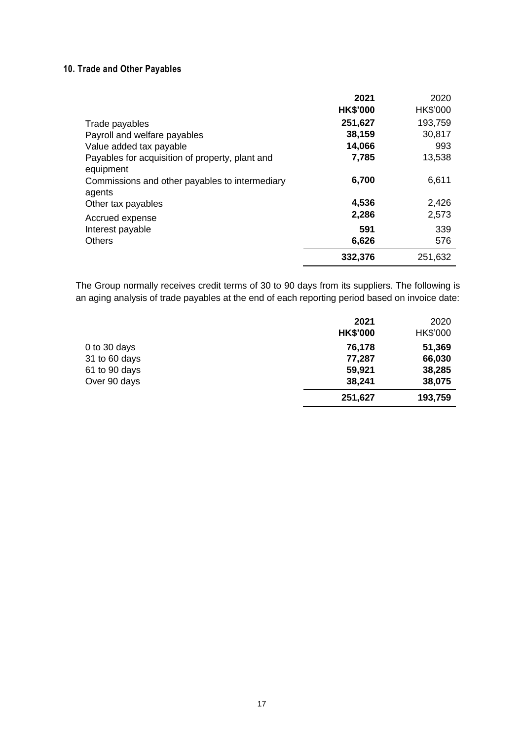## 10. Trade and Other Payables

| | **2021** | 2020 |
|---|---|---|
| | **HK$'000** | HK$'000 |
| Trade payables | **251,627** | 193,759 |
| Payroll and welfare payables | **38,159** | 30,817 |
| Value added tax payable | **14,066** | 993 |
| Payables for acquisition of property, plant and equipment | **7,785** | 13,538 |
| Commissions and other payables to intermediary agents | **6,700** | 6,611 |
| Other tax payables | **4,536** | 2,426 |
| Accrued expense | **2,286** | 2,573 |
| Interest payable | **591** | 339 |
| Others | **6,626** | 576 |
| | **332,376** | 251,632 |

The Group normally receives credit terms of 30 to 90 days from its suppliers. The following is an aging analysis of trade payables at the end of each reporting period based on invoice date:

| | **2021** | 2020 |
|---|---|---|
| | **HK$'000** | HK$'000 |
| 0 to 30 days | **76,178** | **51,369** |
| 31 to 60 days | **77,287** | **66,030** |
| 61 to 90 days | **59,921** | **38,285** |
| Over 90 days | **38,241** | **38,075** |
| | **251,627** | **193,759** |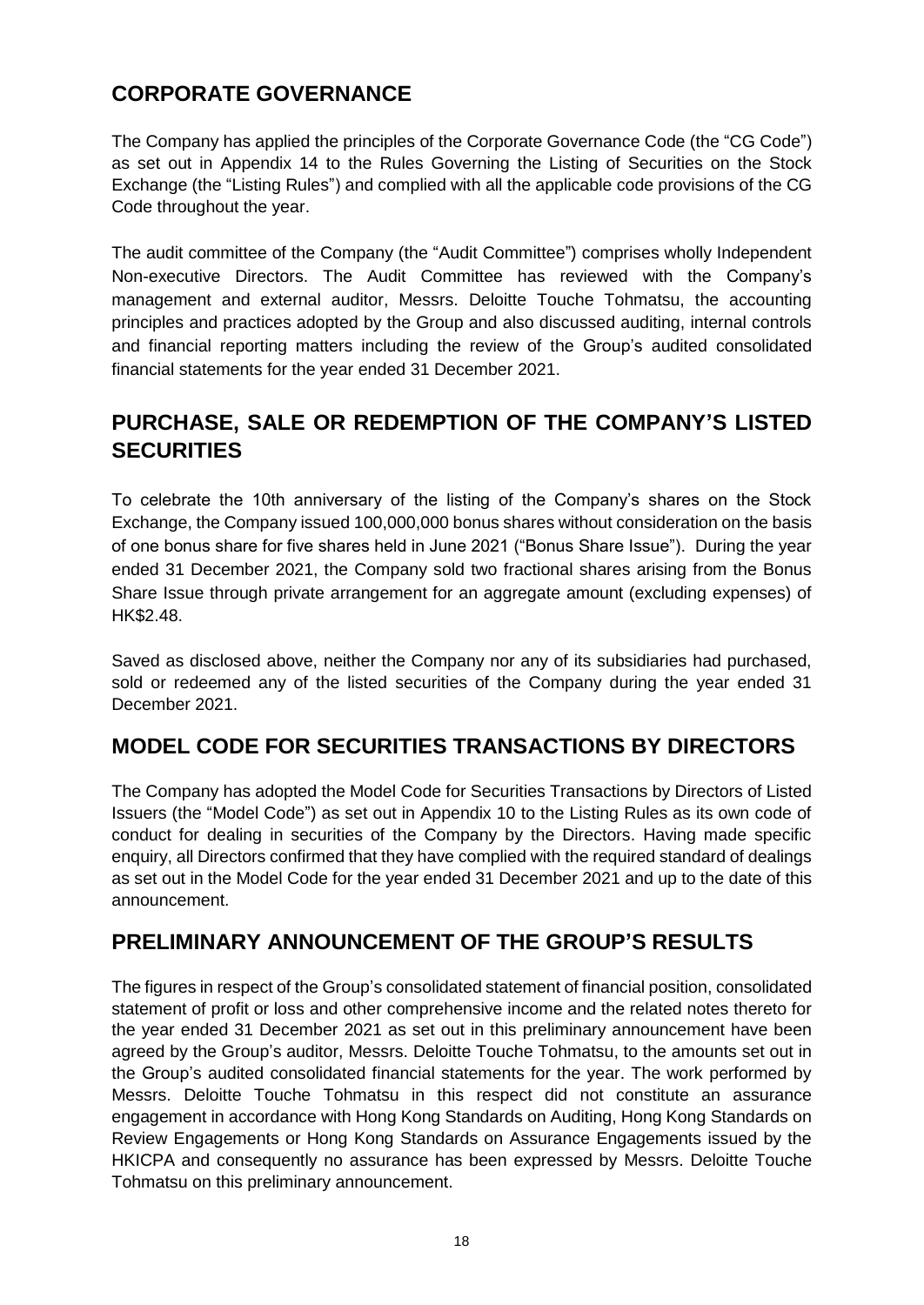## CORPORATE GOVERNANCE

The Company has applied the principles of the Corporate Governance Code (the "CG Code") as set out in Appendix 14 to the Rules Governing the Listing of Securities on the Stock Exchange (the "Listing Rules") and complied with all the applicable code provisions of the CG Code throughout the year.

The audit committee of the Company (the "Audit Committee") comprises wholly Independent Non-executive Directors. The Audit Committee has reviewed with the Company's management and external auditor, Messrs. Deloitte Touche Tohmatsu, the accounting principles and practices adopted by the Group and also discussed auditing, internal controls and financial reporting matters including the review of the Group's audited consolidated financial statements for the year ended 31 December 2021.

## PURCHASE, SALE OR REDEMPTION OF THE COMPANY'S LISTED SECURITIES

To celebrate the 10th anniversary of the listing of the Company's shares on the Stock Exchange, the Company issued 100,000,000 bonus shares without consideration on the basis of one bonus share for five shares held in June 2021 ("Bonus Share Issue"). During the year ended 31 December 2021, the Company sold two fractional shares arising from the Bonus Share Issue through private arrangement for an aggregate amount (excluding expenses) of HK$2.48.

Saved as disclosed above, neither the Company nor any of its subsidiaries had purchased, sold or redeemed any of the listed securities of the Company during the year ended 31 December 2021.

## MODEL CODE FOR SECURITIES TRANSACTIONS BY DIRECTORS

The Company has adopted the Model Code for Securities Transactions by Directors of Listed Issuers (the "Model Code") as set out in Appendix 10 to the Listing Rules as its own code of conduct for dealing in securities of the Company by the Directors. Having made specific enquiry, all Directors confirmed that they have complied with the required standard of dealings as set out in the Model Code for the year ended 31 December 2021 and up to the date of this announcement.

## PRELIMINARY ANNOUNCEMENT OF THE GROUP'S RESULTS

The figures in respect of the Group's consolidated statement of financial position, consolidated statement of profit or loss and other comprehensive income and the related notes thereto for the year ended 31 December 2021 as set out in this preliminary announcement have been agreed by the Group's auditor, Messrs. Deloitte Touche Tohmatsu, to the amounts set out in the Group's audited consolidated financial statements for the year. The work performed by Messrs. Deloitte Touche Tohmatsu in this respect did not constitute an assurance engagement in accordance with Hong Kong Standards on Auditing, Hong Kong Standards on Review Engagements or Hong Kong Standards on Assurance Engagements issued by the HKICPA and consequently no assurance has been expressed by Messrs. Deloitte Touche Tohmatsu on this preliminary announcement.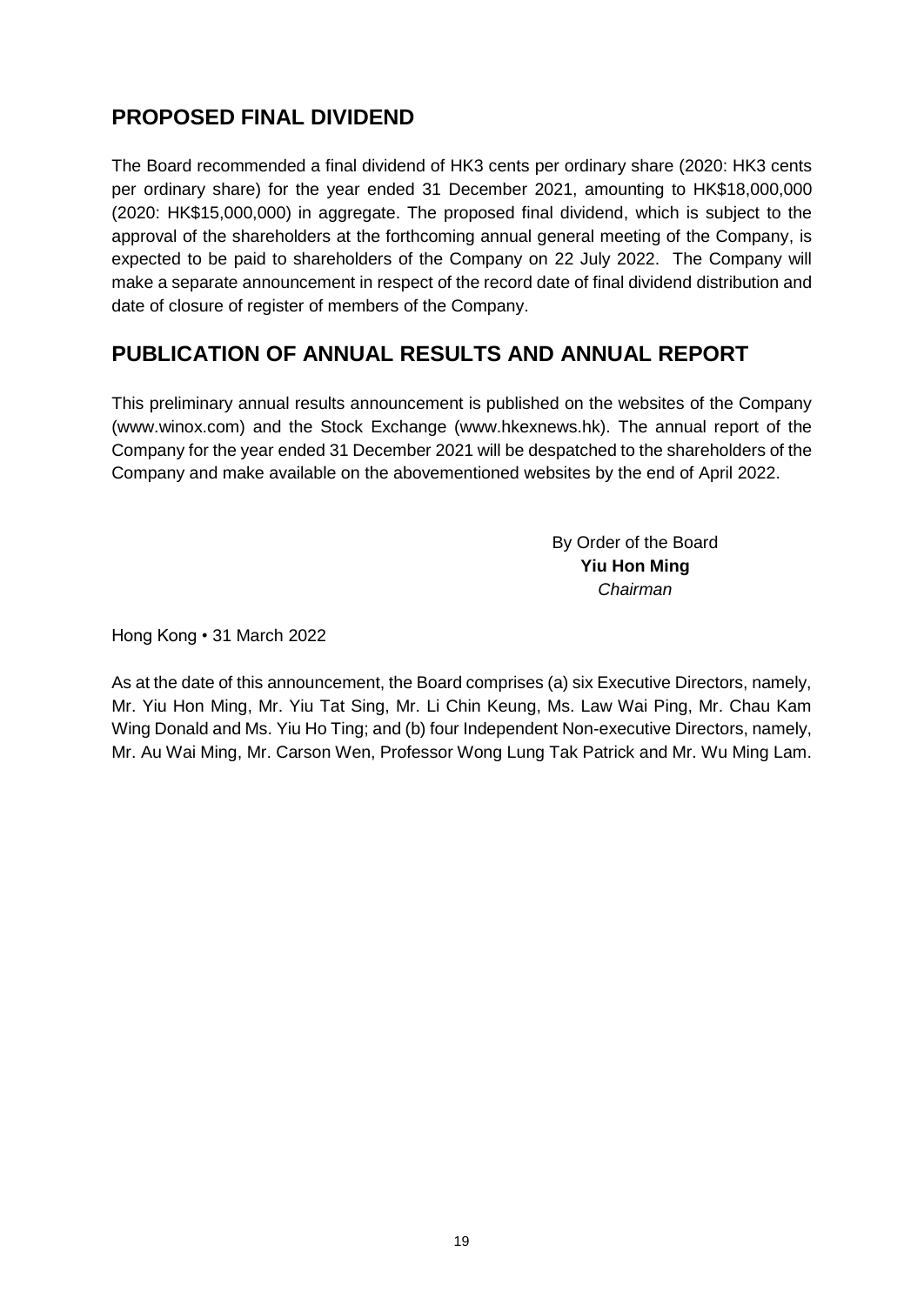## PROPOSED FINAL DIVIDEND

The Board recommended a final dividend of HK3 cents per ordinary share (2020: HK3 cents per ordinary share) for the year ended 31 December 2021, amounting to HK$18,000,000 (2020: HK$15,000,000) in aggregate. The proposed final dividend, which is subject to the approval of the shareholders at the forthcoming annual general meeting of the Company, is expected to be paid to shareholders of the Company on 22 July 2022. The Company will make a separate announcement in respect of the record date of final dividend distribution and date of closure of register of members of the Company.

## PUBLICATION OF ANNUAL RESULTS AND ANNUAL REPORT

This preliminary annual results announcement is published on the websites of the Company (www.winox.com) and the Stock Exchange (www.hkexnews.hk). The annual report of the Company for the year ended 31 December 2021 will be despatched to the shareholders of the Company and make available on the abovementioned websites by the end of April 2022.

By Order of the Board
**Yiu Hon Ming**
*Chairman*

Hong Kong • 31 March 2022

As at the date of this announcement, the Board comprises (a) six Executive Directors, namely, Mr. Yiu Hon Ming, Mr. Yiu Tat Sing, Mr. Li Chin Keung, Ms. Law Wai Ping, Mr. Chau Kam Wing Donald and Ms. Yiu Ho Ting; and (b) four Independent Non-executive Directors, namely, Mr. Au Wai Ming, Mr. Carson Wen, Professor Wong Lung Tak Patrick and Mr. Wu Ming Lam.